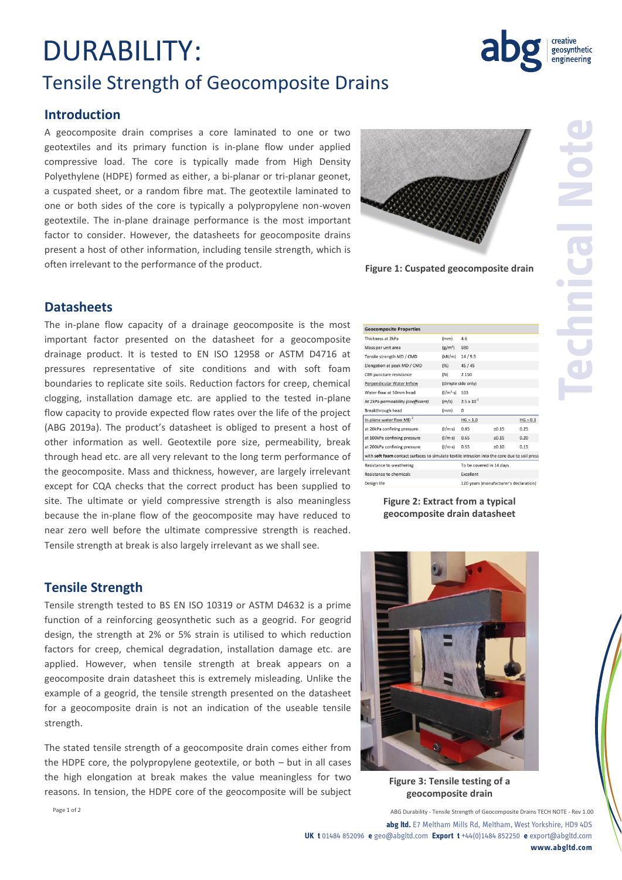# DURABILITY:

## Tensile Strength of Geocomposite Drains

### Introduction

A geocomposite drain comprises a core laminated to one or two geotextiles and its primary function is in-plane flow under applied compressive load. The core is typically made from High Density Polyethylene (HDPE) formed as either, a bi-planar or tri-planar geonet, a cuspated sheet, or a random fibre mat. The geotextile laminated to one or both sides of the core is typically a polypropylene non-woven geotextile. The in-plane drainage performance is the most important factor to consider. However, the datasheets for geocomposite drains present a host of other information, including tensile strength, which is often irrelevant to the performance of the product.

**Figure 1: Cuspated geocomposite drain**

### Datasheets

The in-plane flow capacity of a drainage geocomposite is the most important factor presented on the datasheet for a geocomposite drainage product. It is tested to EN ISO 12958 or ASTM D4716 at pressures representative of site conditions and with soft foam boundaries to replicate site soils. Reduction factors for creep, chemical clogging, installation damage etc. are applied to the tested in-plane flow capacity to provide expected flow rates over the life of the project (ABG 2019a). The product's datasheet is obliged to present a host of other information as well. Geotextile pore size, permeability, break through head etc. are all very relevant to the long term performance of the geocomposite. Mass and thickness, however, are largely irrelevant except for CQA checks that the correct product has been supplied to site. The ultimate or yield compressive strength is also meaningless because the in-plane flow of the geocomposite may have reduced to near zero well before the ultimate compressive strength is reached. Tensile strength at break is also largely irrelevant as we shall see.

| Geocomposite Properties | | | | |
|---|---|---|---|---|
| Thickness at 2kPa | (mm) | 4.6 | | |
| Mass per unit area | (g/m²) | 590 | | |
| Tensile strength MD / CMD | (kN/m) | 14 / 9.5 | | |
| Elongation at peak MD / CMD | (%) | 45 / 45 | | |
| CBR puncture resistance | (N) | 2 150 | | |
| Perpendicular Water Inflow | (dimple side only) | | | |
| Water flow at 50mm head | (l/m²·s) | 103 | | |
| At 2kPa permeability *(coefficient)* | (m/s) | $2.5 \times 10^{-3}$ | | |
| Breakthrough head | (mm) | 0 | | |
| In-plane water flow MD [2] | | HG = 1.0 | | HG = 0.1 |
| at 20kPa confining pressure | (l/m·s) | 0.85 | ±0.15 | 0.25 |
| at 100kPa confining pressure | (l/m·s) | 0.65 | ±0.15 | 0.20 |
| at 200kPa confining pressure | (l/m·s) | 0.55 | ±0.10 | 0.15 |
| with **soft foam** contact surfaces to simulate textile intrusion into the core due to soil press | | | | |
| Resistance to weathering | | To be covered in 14 days | | |
| Resistance to chemicals | | Excellent | | |
| Design life | | 120 years (manufacturer's declaration) | | |

**Figure 2: Extract from a typical geocomposite drain datasheet**

### Tensile Strength

Tensile strength tested to BS EN ISO 10319 or ASTM D4632 is a prime function of a reinforcing geosynthetic such as a geogrid. For geogrid design, the strength at 2% or 5% strain is utilised to which reduction factors for creep, chemical degradation, installation damage etc. are applied. However, when tensile strength at break appears on a geocomposite drain datasheet this is extremely misleading. Unlike the example of a geogrid, the tensile strength presented on the datasheet for a geocomposite drain is not an indication of the useable tensile strength.

The stated tensile strength of a geocomposite drain comes either from the HDPE core, the polypropylene geotextile, or both – but in all cases the high elongation at break makes the value meaningless for two reasons. In tension, the HDPE core of the geocomposite will be subject

**Figure 3: Tensile testing of a geocomposite drain**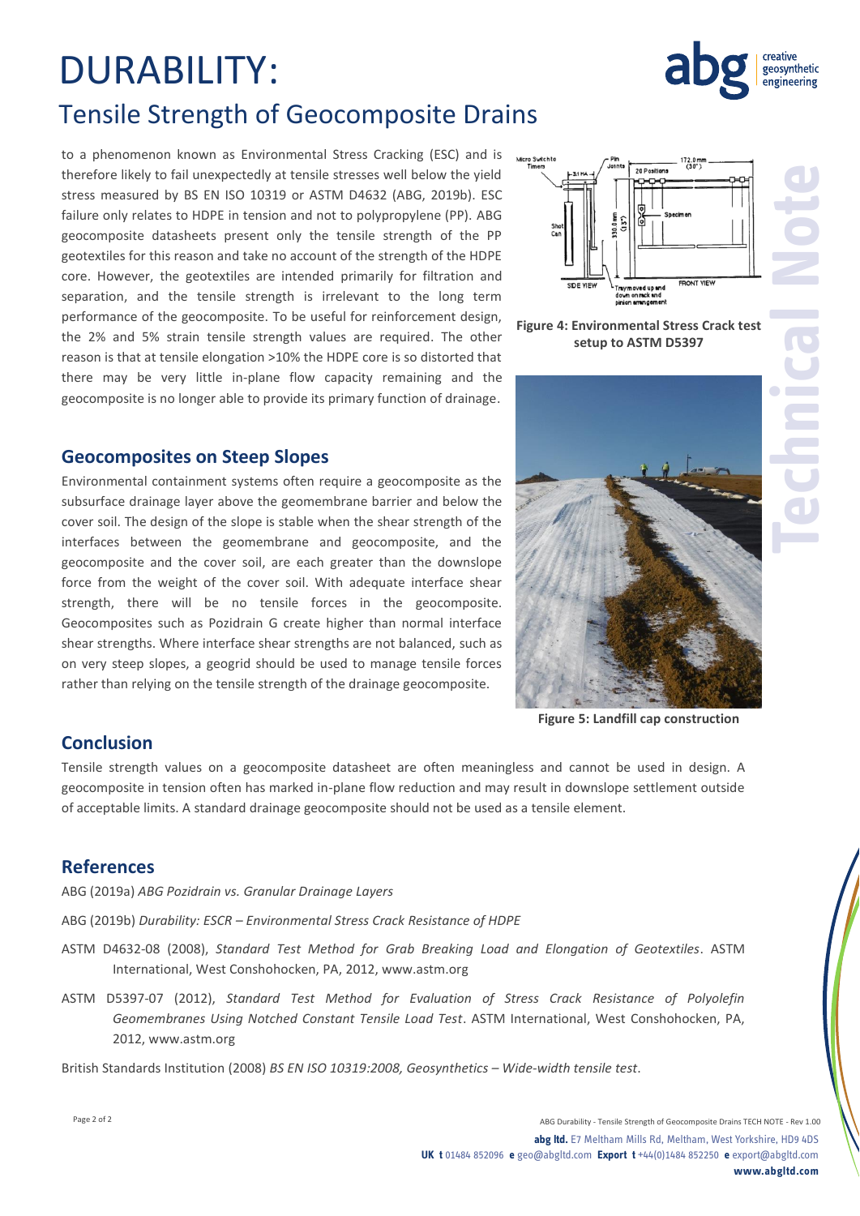# DURABILITY:

## Tensile Strength of Geocomposite Drains

to a phenomenon known as Environmental Stress Cracking (ESC) and is therefore likely to fail unexpectedly at tensile stresses well below the yield stress measured by BS EN ISO 10319 or ASTM D4632 (ABG, 2019b). ESC failure only relates to HDPE in tension and not to polypropylene (PP). ABG geocomposite datasheets present only the tensile strength of the PP geotextiles for this reason and take no account of the strength of the HDPE core. However, the geotextiles are intended primarily for filtration and separation, and the tensile strength is irrelevant to the long term performance of the geocomposite. To be useful for reinforcement design, the 2% and 5% strain tensile strength values are required. The other reason is that at tensile elongation >10% the HDPE core is so distorted that there may be very little in-plane flow capacity remaining and the geocomposite is no longer able to provide its primary function of drainage.

Micro Switch to Timers
Pin Joints
172.0 mm (30")
20 Positions
3:1 MA
Specimen
330.0 mm (13")
Shot Can
SIDE VIEW
FRONT VIEW
Tray moved up and down on rack and pinion arrangement

**Figure 4: Environmental Stress Crack test setup to ASTM D5397**

**Figure 5: Landfill cap construction**

### Geocomposites on Steep Slopes

Environmental containment systems often require a geocomposite as the subsurface drainage layer above the geomembrane barrier and below the cover soil. The design of the slope is stable when the shear strength of the interfaces between the geomembrane and geocomposite, and the geocomposite and the cover soil, are each greater than the downslope force from the weight of the cover soil. With adequate interface shear strength, there will be no tensile forces in the geocomposite. Geocomposites such as Pozidrain G create higher than normal interface shear strengths. Where interface shear strengths are not balanced, such as on very steep slopes, a geogrid should be used to manage tensile forces rather than relying on the tensile strength of the drainage geocomposite.

### Conclusion

Tensile strength values on a geocomposite datasheet are often meaningless and cannot be used in design. A geocomposite in tension often has marked in-plane flow reduction and may result in downslope settlement outside of acceptable limits. A standard drainage geocomposite should not be used as a tensile element.

### References

ABG (2019a) *ABG Pozidrain vs. Granular Drainage Layers*

ABG (2019b) *Durability: ESCR – Environmental Stress Crack Resistance of HDPE*

ASTM D4632-08 (2008), *Standard Test Method for Grab Breaking Load and Elongation of Geotextiles*. ASTM International, West Conshohocken, PA, 2012, www.astm.org

ASTM D5397-07 (2012), *Standard Test Method for Evaluation of Stress Crack Resistance of Polyolefin Geomembranes Using Notched Constant Tensile Load Test*. ASTM International, West Conshohocken, PA, 2012, www.astm.org

British Standards Institution (2008) *BS EN ISO 10319:2008, Geosynthetics – Wide-width tensile test*.